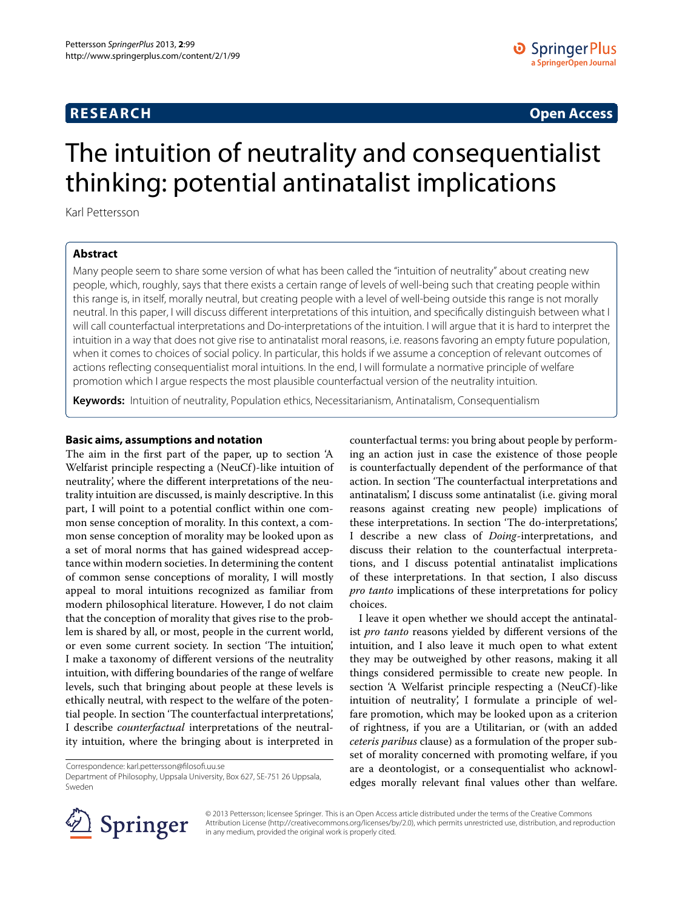**RESEARCH** **Open Access**

# The intuition of neutrality and consequentialist thinking: potential antinatalist implications

Karl Pettersson

## Abstract

Many people seem to share some version of what has been called the "intuition of neutrality" about creating new people, which, roughly, says that there exists a certain range of levels of well-being such that creating people within this range is, in itself, morally neutral, but creating people with a level of well-being outside this range is not morally neutral. In this paper, I will discuss different interpretations of this intuition, and specifically distinguish between what I will call counterfactual interpretations and Do-interpretations of the intuition. I will argue that it is hard to interpret the intuition in a way that does not give rise to antinatalist moral reasons, i.e. reasons favoring an empty future population, when it comes to choices of social policy. In particular, this holds if we assume a conception of relevant outcomes of actions reflecting consequentialist moral intuitions. In the end, I will formulate a normative principle of welfare promotion which I argue respects the most plausible counterfactual version of the neutrality intuition.

**Keywords:** Intuition of neutrality, Population ethics, Necessitarianism, Antinatalism, Consequentialism

### Basic aims, assumptions and notation

The aim in the first part of the paper, up to section 'A Welfarist principle respecting a (NeuCf)-like intuition of neutrality', where the different interpretations of the neutrality intuition are discussed, is mainly descriptive. In this part, I will point to a potential conflict within one common sense conception of morality. In this context, a common sense conception of morality may be looked upon as a set of moral norms that has gained widespread acceptance within modern societies. In determining the content of common sense conceptions of morality, I will mostly appeal to moral intuitions recognized as familiar from modern philosophical literature. However, I do not claim that the conception of morality that gives rise to the problem is shared by all, or most, people in the current world, or even some current society. In section 'The intuition', I make a taxonomy of different versions of the neutrality intuition, with differing boundaries of the range of welfare levels, such that bringing about people at these levels is ethically neutral, with respect to the welfare of the potential people. In section 'The counterfactual interpretations', I describe *counterfactual* interpretations of the neutrality intuition, where the bringing about is interpreted in counterfactual terms: you bring about people by performing an action just in case the existence of those people is counterfactually dependent of the performance of that action. In section 'The counterfactual interpretations and antinatalism', I discuss some antinatalist (i.e. giving moral reasons against creating new people) implications of these interpretations. In section 'The do-interpretations', I describe a new class of *Doing*-interpretations, and discuss their relation to the counterfactual interpretations, and I discuss potential antinatalist implications of these interpretations. In that section, I also discuss *pro tanto* implications of these interpretations for policy choices.

I leave it open whether we should accept the antinatalist *pro tanto* reasons yielded by different versions of the intuition, and I also leave it much open to what extent they may be outweighed by other reasons, making it all things considered permissible to create new people. In section 'A Welfarist principle respecting a (NeuCf)-like intuition of neutrality', I formulate a principle of welfare promotion, which may be looked upon as a criterion of rightness, if you are a Utilitarian, or (with an added *ceteris paribus* clause) as a formulation of the proper subset of morality concerned with promoting welfare, if you are a deontologist, or a consequentialist who acknowledges morally relevant final values other than welfare.

Correspondence: karl.pettersson@filosofi.uu.se
Department of Philosophy, Uppsala University, Box 627, SE-751 26 Uppsala, Sweden

© 2013 Pettersson; licensee Springer. This is an Open Access article distributed under the terms of the Creative Commons Attribution License (http://creativecommons.org/licenses/by/2.0), which permits unrestricted use, distribution, and reproduction in any medium, provided the original work is properly cited.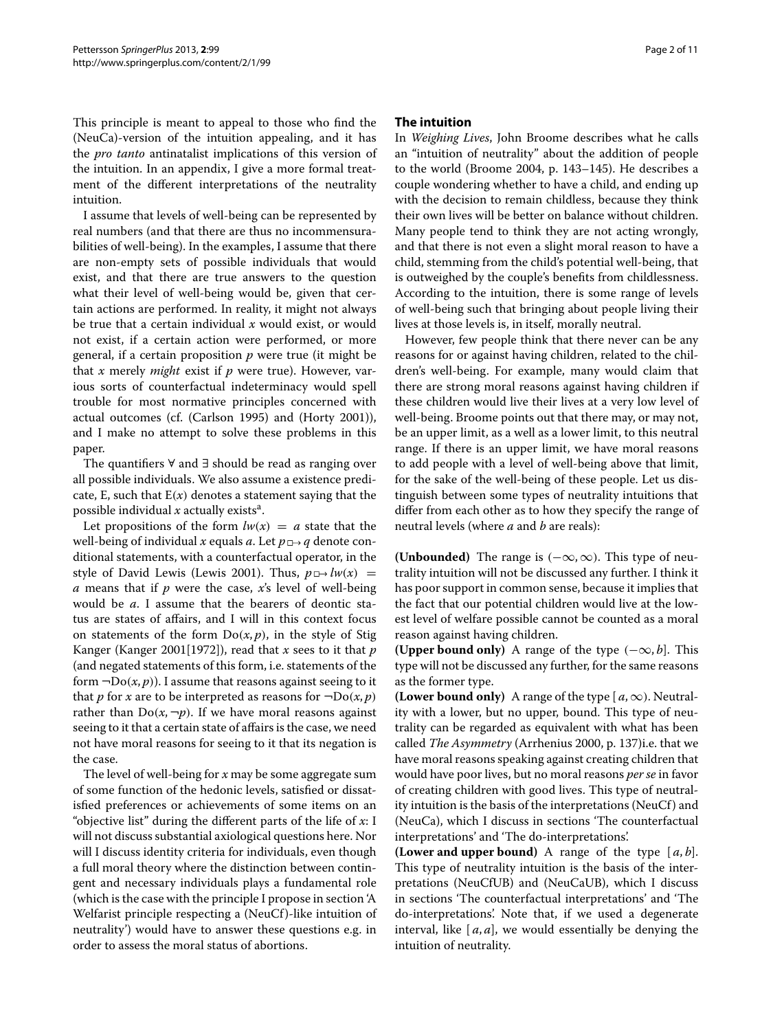This principle is meant to appeal to those who find the (NeuCa)-version of the intuition appealing, and it has the *pro tanto* antinatalist implications of this version of the intuition. In an appendix, I give a more formal treatment of the different interpretations of the neutrality intuition.

I assume that levels of well-being can be represented by real numbers (and that there are thus no incommensurabilities of well-being). In the examples, I assume that there are non-empty sets of possible individuals that would exist, and that there are true answers to the question what their level of well-being would be, given that certain actions are performed. In reality, it might not always be true that a certain individual $x$ would exist, or would not exist, if a certain action were performed, or more general, if a certain proposition $p$ were true (it might be that $x$ merely *might* exist if $p$ were true). However, various sorts of counterfactual indeterminacy would spell trouble for most normative principles concerned with actual outcomes (cf. (Carlson 1995) and (Horty 2001)), and I make no attempt to solve these problems in this paper.

The quantifiers $\forall$ and $\exists$ should be read as ranging over all possible individuals. We also assume a existence predicate, E, such that $\mathrm{E}(x)$ denotes a statement saying that the possible individual $x$ actually exists[a].

Let propositions of the form $lw(x) = a$ state that the well-being of individual $x$ equals $a$. Let $p \Box\!\!\rightarrow q$ denote conditional statements, with a counterfactual operator, in the style of David Lewis (Lewis 2001). Thus, $p \Box\!\!\rightarrow lw(x) = a$ means that if $p$ were the case, $x$'s level of well-being would be $a$. I assume that the bearers of deontic status are states of affairs, and I will in this context focus on statements of the form $\mathrm{Do}(x, p)$, in the style of Stig Kanger (Kanger 2001[1972]), read that $x$ sees to it that $p$ (and negated statements of this form, i.e. statements of the form $\neg\mathrm{Do}(x, p)$). I assume that reasons against seeing to it that $p$ for $x$ are to be interpreted as reasons for $\neg\mathrm{Do}(x, p)$ rather than $\mathrm{Do}(x, \neg p)$. If we have moral reasons against seeing to it that a certain state of affairs is the case, we need not have moral reasons for seeing to it that its negation is the case.

The level of well-being for $x$ may be some aggregate sum of some function of the hedonic levels, satisfied or dissatisfied preferences or achievements of some items on an "objective list" during the different parts of the life of $x$: I will not discuss substantial axiological questions here. Nor will I discuss identity criteria for individuals, even though a full moral theory where the distinction between contingent and necessary individuals plays a fundamental role (which is the case with the principle I propose in section 'A Welfarist principle respecting a (NeuCf)-like intuition of neutrality') would have to answer these questions e.g. in order to assess the moral status of abortions.

## The intuition

In *Weighing Lives*, John Broome describes what he calls an "intuition of neutrality" about the addition of people to the world (Broome 2004, p. 143–145). He describes a couple wondering whether to have a child, and ending up with the decision to remain childless, because they think their own lives will be better on balance without children. Many people tend to think they are not acting wrongly, and that there is not even a slight moral reason to have a child, stemming from the child's potential well-being, that is outweighed by the couple's benefits from childlessness. According to the intuition, there is some range of levels of well-being such that bringing about people living their lives at those levels is, in itself, morally neutral.

However, few people think that there never can be any reasons for or against having children, related to the children's well-being. For example, many would claim that there are strong moral reasons against having children if these children would live their lives at a very low level of well-being. Broome points out that there may, or may not, be an upper limit, as a well as a lower limit, to this neutral range. If there is an upper limit, we have moral reasons to add people with a level of well-being above that limit, for the sake of the well-being of these people. Let us distinguish between some types of neutrality intuitions that differ from each other as to how they specify the range of neutral levels (where $a$ and $b$ are reals):

**(Unbounded)** The range is $(-\infty, \infty)$. This type of neutrality intuition will not be discussed any further. I think it has poor support in common sense, because it implies that the fact that our potential children would live at the lowest level of welfare possible cannot be counted as a moral reason against having children.

**(Upper bound only)** A range of the type $(-\infty, b]$. This type will not be discussed any further, for the same reasons as the former type.

**(Lower bound only)** A range of the type $[a, \infty)$. Neutrality with a lower, but no upper, bound. This type of neutrality can be regarded as equivalent with what has been called *The Asymmetry* (Arrhenius 2000, p. 137)i.e. that we have moral reasons speaking against creating children that would have poor lives, but no moral reasons *per se* in favor of creating children with good lives. This type of neutrality intuition is the basis of the interpretations (NeuCf) and (NeuCa), which I discuss in sections 'The counterfactual interpretations' and 'The do-interpretations'.

**(Lower and upper bound)** A range of the type $[a, b]$. This type of neutrality intuition is the basis of the interpretations (NeuCfUB) and (NeuCaUB), which I discuss in sections 'The counterfactual interpretations' and 'The do-interpretations'. Note that, if we used a degenerate interval, like $[a, a]$, we would essentially be denying the intuition of neutrality.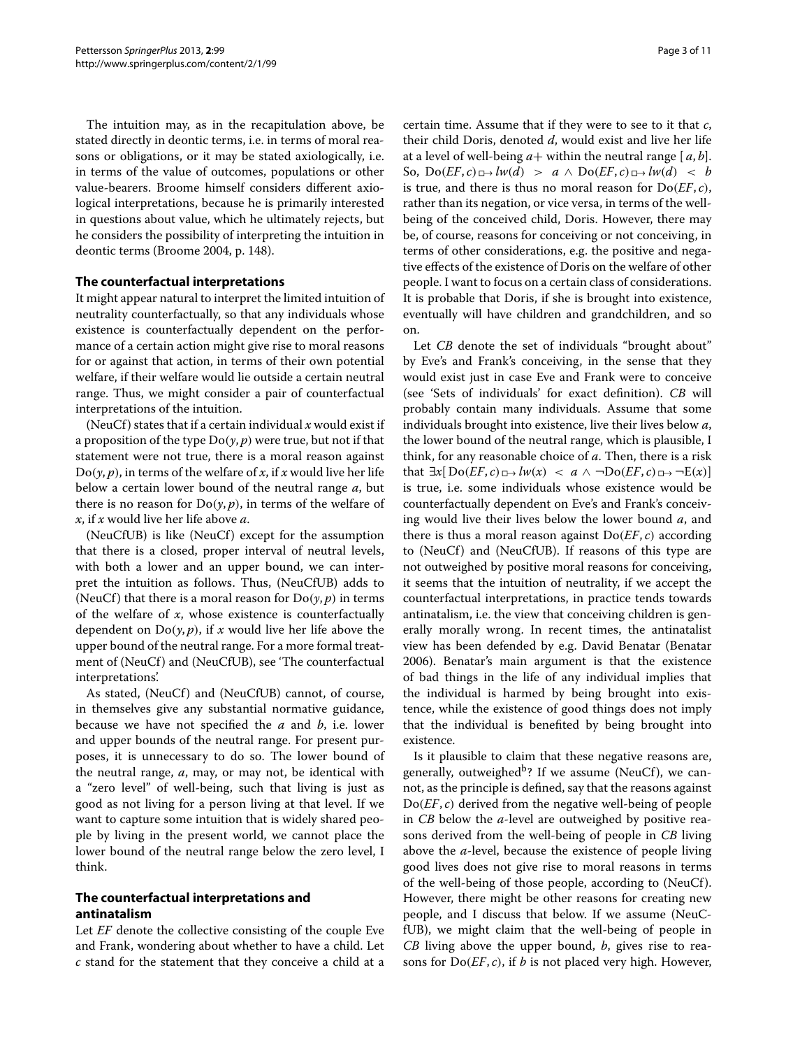The intuition may, as in the recapitulation above, be stated directly in deontic terms, i.e. in terms of moral reasons or obligations, or it may be stated axiologically, i.e. in terms of the value of outcomes, populations or other value-bearers. Broome himself considers different axiological interpretations, because he is primarily interested in questions about value, which he ultimately rejects, but he considers the possibility of interpreting the intuition in deontic terms (Broome 2004, p. 148).

## The counterfactual interpretations

It might appear natural to interpret the limited intuition of neutrality counterfactually, so that any individuals whose existence is counterfactually dependent on the performance of a certain action might give rise to moral reasons for or against that action, in terms of their own potential welfare, if their welfare would lie outside a certain neutral range. Thus, we might consider a pair of counterfactual interpretations of the intuition.

(NeuCf) states that if a certain individual $x$ would exist if a proposition of the type $\mathrm{Do}(y, p)$ were true, but not if that statement were not true, there is a moral reason against $\mathrm{Do}(y, p)$, in terms of the welfare of $x$, if $x$ would live her life below a certain lower bound of the neutral range $a$, but there is no reason for $\mathrm{Do}(y, p)$, in terms of the welfare of $x$, if $x$ would live her life above $a$.

(NeuCfUB) is like (NeuCf) except for the assumption that there is a closed, proper interval of neutral levels, with both a lower and an upper bound, we can interpret the intuition as follows. Thus, (NeuCfUB) adds to (NeuCf) that there is a moral reason for $\mathrm{Do}(y, p)$ in terms of the welfare of $x$, whose existence is counterfactually dependent on $\mathrm{Do}(y, p)$, if $x$ would live her life above the upper bound of the neutral range. For a more formal treatment of (NeuCf) and (NeuCfUB), see 'The counterfactual interpretations'.

As stated, (NeuCf) and (NeuCfUB) cannot, of course, in themselves give any substantial normative guidance, because we have not specified the $a$ and $b$, i.e. lower and upper bounds of the neutral range. For present purposes, it is unnecessary to do so. The lower bound of the neutral range, $a$, may, or may not, be identical with a "zero level" of well-being, such that living is just as good as not living for a person living at that level. If we want to capture some intuition that is widely shared people by living in the present world, we cannot place the lower bound of the neutral range below the zero level, I think.

## The counterfactual interpretations and antinatalism

Let $EF$ denote the collective consisting of the couple Eve and Frank, wondering about whether to have a child. Let $c$ stand for the statement that they conceive a child at a certain time. Assume that if they were to see to it that $c$, their child Doris, denoted $d$, would exist and live her life at a level of well-being $a+$ within the neutral range $[a, b]$. So, $\mathrm{Do}(EF, c) \,\Box\!\!\rightarrow lw(d) > a \wedge \mathrm{Do}(EF, c) \,\Box\!\!\rightarrow lw(d) < b$ is true, and there is thus no moral reason for $\mathrm{Do}(EF, c)$, rather than its negation, or vice versa, in terms of the well-being of the conceived child, Doris. However, there may be, of course, reasons for conceiving or not conceiving, in terms of other considerations, e.g. the positive and negative effects of the existence of Doris on the welfare of other people. I want to focus on a certain class of considerations. It is probable that Doris, if she is brought into existence, eventually will have children and grandchildren, and so on.

Let $CB$ denote the set of individuals "brought about" by Eve's and Frank's conceiving, in the sense that they would exist just in case Eve and Frank were to conceive (see 'Sets of individuals' for exact definition). $CB$ will probably contain many individuals. Assume that some individuals brought into existence, live their lives below $a$, the lower bound of the neutral range, which is plausible, I think, for any reasonable choice of $a$. Then, there is a risk that $\exists x[\mathrm{Do}(EF, c) \,\Box\!\!\rightarrow lw(x) < a \wedge \neg\mathrm{Do}(EF, c) \,\Box\!\!\rightarrow \neg\mathrm{E}(x)]$ is true, i.e. some individuals whose existence would be counterfactually dependent on Eve's and Frank's conceiving would live their lives below the lower bound $a$, and there is thus a moral reason against $\mathrm{Do}(EF, c)$ according to (NeuCf) and (NeuCfUB). If reasons of this type are not outweighed by positive moral reasons for conceiving, it seems that the intuition of neutrality, if we accept the counterfactual interpretations, in practice tends towards antinatalism, i.e. the view that conceiving children is generally morally wrong. In recent times, the antinatalist view has been defended by e.g. David Benatar (Benatar 2006). Benatar's main argument is that the existence of bad things in the life of any individual implies that the individual is harmed by being brought into existence, while the existence of good things does not imply that the individual is benefited by being brought into existence.

Is it plausible to claim that these negative reasons are, generally, outweighed[b]? If we assume (NeuCf), we cannot, as the principle is defined, say that the reasons against $\mathrm{Do}(EF, c)$ derived from the negative well-being of people in $CB$ below the $a$-level are outweighed by positive reasons derived from the well-being of people in $CB$ living above the $a$-level, because the existence of people living good lives does not give rise to moral reasons in terms of the well-being of those people, according to (NeuCf). However, there might be other reasons for creating new people, and I discuss that below. If we assume (NeuCfUB), we might claim that the well-being of people in $CB$ living above the upper bound, $b$, gives rise to reasons for $\mathrm{Do}(EF, c)$, if $b$ is not placed very high. However,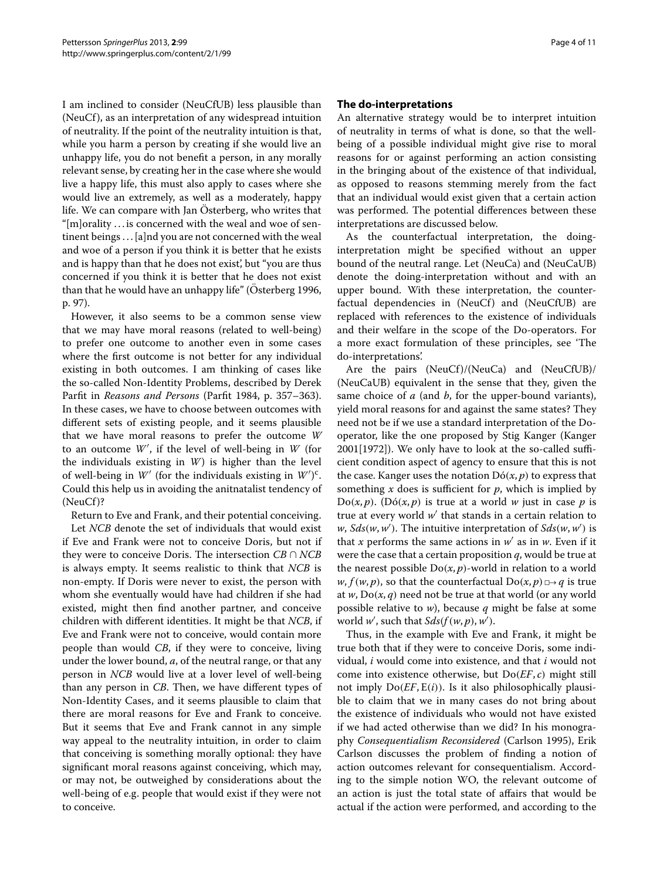I am inclined to consider (NeuCfUB) less plausible than (NeuCf), as an interpretation of any widespread intuition of neutrality. If the point of the neutrality intuition is that, while you harm a person by creating if she would live an unhappy life, you do not benefit a person, in any morally relevant sense, by creating her in the case where she would live a happy life, this must also apply to cases where she would live an extremely, as well as a moderately, happy life. We can compare with Jan Österberg, who writes that "[m]orality ... is concerned with the weal and woe of sentient beings ... [a]nd you are not concerned with the weal and woe of a person if you think it is better that he exists and is happy than that he does not exist', but "you are thus concerned if you think it is better that he does not exist than that he would have an unhappy life" (Österberg 1996, p. 97).

However, it also seems to be a common sense view that we may have moral reasons (related to well-being) to prefer one outcome to another even in some cases where the first outcome is not better for any individual existing in both outcomes. I am thinking of cases like the so-called Non-Identity Problems, described by Derek Parfit in *Reasons and Persons* (Parfit 1984, p. 357–363). In these cases, we have to choose between outcomes with different sets of existing people, and it seems plausible that we have moral reasons to prefer the outcome $W$ to an outcome $W'$, if the level of well-being in $W$ (for the individuals existing in $W$) is higher than the level of well-being in $W'$ (for the individuals existing in $W'$)[c]. Could this help us in avoiding the anitnatalist tendency of (NeuCf)?

Return to Eve and Frank, and their potential conceiving. Let *NCB* denote the set of individuals that would exist if Eve and Frank were not to conceive Doris, but not if they were to conceive Doris. The intersection $CB \cap NCB$ is always empty. It seems realistic to think that *NCB* is non-empty. If Doris were never to exist, the person with whom she eventually would have had children if she had existed, might then find another partner, and conceive children with different identities. It might be that *NCB*, if Eve and Frank were not to conceive, would contain more people than would *CB*, if they were to conceive, living under the lower bound, $a$, of the neutral range, or that any person in *NCB* would live at a lover level of well-being than any person in *CB*. Then, we have different types of Non-Identity Cases, and it seems plausible to claim that there are moral reasons for Eve and Frank to conceive. But it seems that Eve and Frank cannot in any simple way appeal to the neutrality intuition, in order to claim that conceiving is something morally optional: they have significant moral reasons against conceiving, which may, or may not, be outweighed by considerations about the well-being of e.g. people that would exist if they were not to conceive.

### The do-interpretations

An alternative strategy would be to interpret intuition of neutrality in terms of what is done, so that the well-being of a possible individual might give rise to moral reasons for or against performing an action consisting in the bringing about of the existence of that individual, as opposed to reasons stemming merely from the fact that an individual would exist given that a certain action was performed. The potential differences between these interpretations are discussed below.

As the counterfactual interpretation, the doing-interpretation might be specified without an upper bound of the neutral range. Let (NeuCa) and (NeuCaUB) denote the doing-interpretation without and with an upper bound. With these interpretation, the counterfactual dependencies in (NeuCf) and (NeuCfUB) are replaced with references to the existence of individuals and their welfare in the scope of the Do-operators. For a more exact formulation of these principles, see 'The do-interpretations'.

Are the pairs (NeuCf)/(NeuCa) and (NeuCfUB)/(NeuCaUB) equivalent in the sense that they, given the same choice of $a$ (and $b$, for the upper-bound variants), yield moral reasons for and against the same states? They need not be if we use a standard interpretation of the Do-operator, like the one proposed by Stig Kanger (Kanger 2001[1972]). We only have to look at the so-called sufficient condition aspect of agency to ensure that this is not the case. Kanger uses the notation $\mathrm{D\acute{o}}(x, p)$ to express that something $x$ does is sufficient for $p$, which is implied by $\mathrm{Do}(x, p)$. ($\mathrm{D\acute{o}}(x, p)$ is true at a world $w$ just in case $p$ is true at every world $w'$ that stands in a certain relation to $w$, $Sds(w, w')$. The intuitive interpretation of $Sds(w, w')$ is that $x$ performs the same actions in $w'$ as in $w$. Even if it were the case that a certain proposition $q$, would be true at the nearest possible $\mathrm{Do}(x, p)$-world in relation to a world $w$, $f(w, p)$, so that the counterfactual $\mathrm{Do}(x, p) \mathbin{\Box\!\!\rightarrow} q$ is true at $w$, $\mathrm{Do}(x, q)$ need not be true at that world (or any world possible relative to $w$), because $q$ might be false at some world $w'$, such that $Sds(f(w, p), w')$.

Thus, in the example with Eve and Frank, it might be true both that if they were to conceive Doris, some individual, $i$ would come into existence, and that $i$ would not come into existence otherwise, but $\mathrm{Do}(EF, c)$ might still not imply $\mathrm{Do}(EF, \mathrm{E}(i))$. Is it also philosophically plausible to claim that we in many cases do not bring about the existence of individuals who would not have existed if we had acted otherwise than we did? In his monography *Consequentialism Reconsidered* (Carlson 1995), Erik Carlson discusses the problem of finding a notion of action outcomes relevant for consequentialism. According to the simple notion WO, the relevant outcome of an action is just the total state of affairs that would be actual if the action were performed, and according to the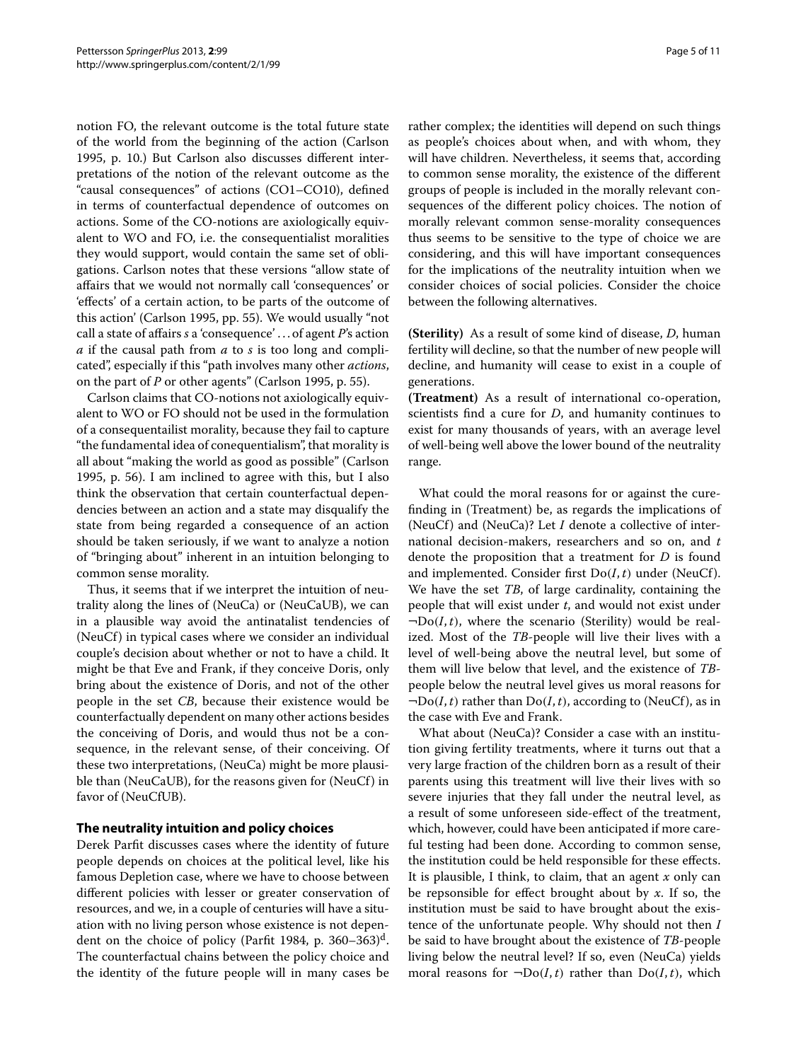notion FO, the relevant outcome is the total future state of the world from the beginning of the action (Carlson 1995, p. 10.) But Carlson also discusses different interpretations of the notion of the relevant outcome as the "causal consequences" of actions (CO1–CO10), defined in terms of counterfactual dependence of outcomes on actions. Some of the CO-notions are axiologically equivalent to WO and FO, i.e. the consequentialist moralities they would support, would contain the same set of obligations. Carlson notes that these versions "allow state of affairs that we would not normally call 'consequences' or 'effects' of a certain action, to be parts of the outcome of this action' (Carlson 1995, pp. 55). We would usually "not call a state of affairs *s* a 'consequence' … of agent *P*'s action *a* if the causal path from *a* to *s* is too long and complicated", especially if this "path involves many other *actions*, on the part of *P* or other agents" (Carlson 1995, p. 55).

Carlson claims that CO-notions not axiologically equivalent to WO or FO should not be used in the formulation of a consequentailist morality, because they fail to capture "the fundamental idea of conequentialism", that morality is all about "making the world as good as possible" (Carlson 1995, p. 56). I am inclined to agree with this, but I also think the observation that certain counterfactual dependencies between an action and a state may disqualify the state from being regarded a consequence of an action should be taken seriously, if we want to analyze a notion of "bringing about" inherent in an intuition belonging to common sense morality.

Thus, it seems that if we interpret the intuition of neutrality along the lines of (NeuCa) or (NeuCaUB), we can in a plausible way avoid the antinatalist tendencies of (NeuCf) in typical cases where we consider an individual couple's decision about whether or not to have a child. It might be that Eve and Frank, if they conceive Doris, only bring about the existence of Doris, and not of the other people in the set *CB*, because their existence would be counterfactually dependent on many other actions besides the conceiving of Doris, and would thus not be a consequence, in the relevant sense, of their conceiving. Of these two interpretations, (NeuCa) might be more plausible than (NeuCaUB), for the reasons given for (NeuCf) in favor of (NeuCfUB).

## The neutrality intuition and policy choices

Derek Parfit discusses cases where the identity of future people depends on choices at the political level, like his famous Depletion case, where we have to choose between different policies with lesser or greater conservation of resources, and we, in a couple of centuries will have a situation with no living person whose existence is not dependent on the choice of policy (Parfit 1984, p. 360–363)[d]. The counterfactual chains between the policy choice and the identity of the future people will in many cases be rather complex; the identities will depend on such things as people's choices about when, and with whom, they will have children. Nevertheless, it seems that, according to common sense morality, the existence of the different groups of people is included in the morally relevant consequences of the different policy choices. The notion of morally relevant common sense-morality consequences thus seems to be sensitive to the type of choice we are considering, and this will have important consequences for the implications of the neutrality intuition when we consider choices of social policies. Consider the choice between the following alternatives.

**(Sterility)** As a result of some kind of disease, *D*, human fertility will decline, so that the number of new people will decline, and humanity will cease to exist in a couple of generations.

**(Treatment)** As a result of international co-operation, scientists find a cure for *D*, and humanity continues to exist for many thousands of years, with an average level of well-being well above the lower bound of the neutrality range.

What could the moral reasons for or against the cure-finding in (Treatment) be, as regards the implications of (NeuCf) and (NeuCa)? Let *I* denote a collective of international decision-makers, researchers and so on, and *t* denote the proposition that a treatment for *D* is found and implemented. Consider first $\mathrm{Do}(I,t)$ under (NeuCf). We have the set *TB*, of large cardinality, containing the people that will exist under *t*, and would not exist under $\neg\mathrm{Do}(I,t)$, where the scenario (Sterility) would be realized. Most of the *TB*-people will live their lives with a level of well-being above the neutral level, but some of them will live below that level, and the existence of *TB*-people below the neutral level gives us moral reasons for $\neg\mathrm{Do}(I,t)$ rather than $\mathrm{Do}(I,t)$, according to (NeuCf), as in the case with Eve and Frank.

What about (NeuCa)? Consider a case with an institution giving fertility treatments, where it turns out that a very large fraction of the children born as a result of their parents using this treatment will live their lives with so severe injuries that they fall under the neutral level, as a result of some unforeseen side-effect of the treatment, which, however, could have been anticipated if more careful testing had been done. According to common sense, the institution could be held responsible for these effects. It is plausible, I think, to claim, that an agent *x* only can be repsonsible for effect brought about by *x*. If so, the institution must be said to have brought about the existence of the unfortunate people. Why should not then *I* be said to have brought about the existence of *TB*-people living below the neutral level? If so, even (NeuCa) yields moral reasons for $\neg\mathrm{Do}(I,t)$ rather than $\mathrm{Do}(I,t)$, which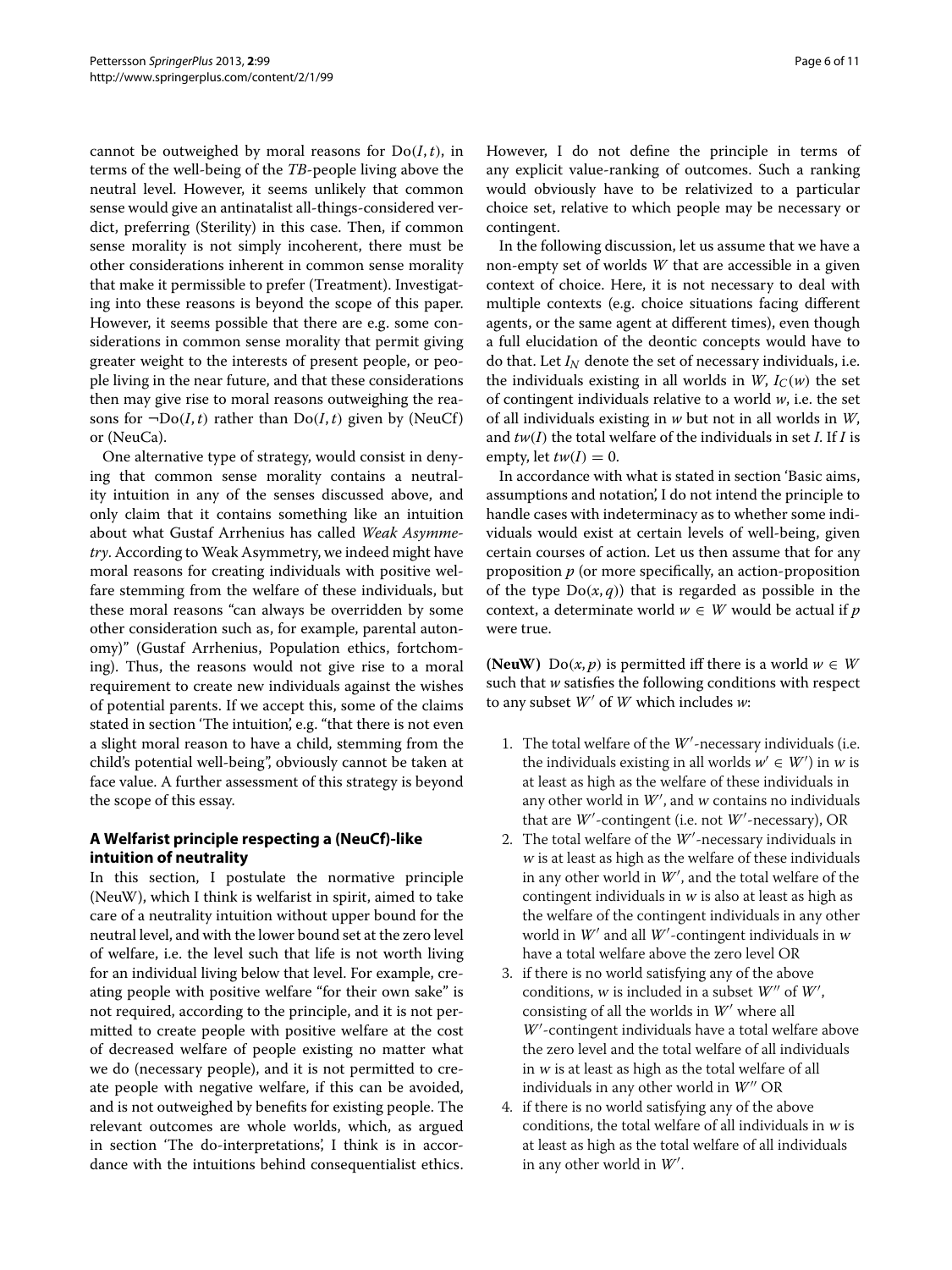cannot be outweighed by moral reasons for $\mathrm{Do}(I, t)$, in terms of the well-being of the *TB*-people living above the neutral level. However, it seems unlikely that common sense would give an antinatalist all-things-considered verdict, preferring (Sterility) in this case. Then, if common sense morality is not simply incoherent, there must be other considerations inherent in common sense morality that make it permissible to prefer (Treatment). Investigating into these reasons is beyond the scope of this paper. However, it seems possible that there are e.g. some considerations in common sense morality that permit giving greater weight to the interests of present people, or people living in the near future, and that these considerations then may give rise to moral reasons outweighing the reasons for $\neg\mathrm{Do}(I, t)$ rather than $\mathrm{Do}(I, t)$ given by (NeuCf) or (NeuCa).

One alternative type of strategy, would consist in denying that common sense morality contains a neutrality intuition in any of the senses discussed above, and only claim that it contains something like an intuition about what Gustaf Arrhenius has called *Weak Asymmetry*. According to Weak Asymmetry, we indeed might have moral reasons for creating individuals with positive welfare stemming from the welfare of these individuals, but these moral reasons "can always be overridden by some other consideration such as, for example, parental autonomy)" (Gustaf Arrhenius, Population ethics, forthcoming). Thus, the reasons would not give rise to a moral requirement to create new individuals against the wishes of potential parents. If we accept this, some of the claims stated in section 'The intuition', e.g. "that there is not even a slight moral reason to have a child, stemming from the child's potential well-being", obviously cannot be taken at face value. A further assessment of this strategy is beyond the scope of this essay.

## A Welfarist principle respecting a (NeuCf)-like intuition of neutrality

In this section, I postulate the normative principle (NeuW), which I think is welfarist in spirit, aimed to take care of a neutrality intuition without upper bound for the neutral level, and with the lower bound set at the zero level of welfare, i.e. the level such that life is not worth living for an individual living below that level. For example, creating people with positive welfare "for their own sake" is not required, according to the principle, and it is not permitted to create people with positive welfare at the cost of decreased welfare of people existing no matter what we do (necessary people), and it is not permitted to create people with negative welfare, if this can be avoided, and is not outweighed by benefits for existing people. The relevant outcomes are whole worlds, which, as argued in section 'The do-interpretations', I think is in accordance with the intuitions behind consequentialist ethics. However, I do not define the principle in terms of any explicit value-ranking of outcomes. Such a ranking would obviously have to be relativized to a particular choice set, relative to which people may be necessary or contingent.

In the following discussion, let us assume that we have a non-empty set of worlds $W$ that are accessible in a given context of choice. Here, it is not necessary to deal with multiple contexts (e.g. choice situations facing different agents, or the same agent at different times), even though a full elucidation of the deontic concepts would have to do that. Let $I_N$ denote the set of necessary individuals, i.e. the individuals existing in all worlds in $W$, $I_C(w)$ the set of contingent individuals relative to a world $w$, i.e. the set of all individuals existing in $w$ but not in all worlds in $W$, and $tw(I)$ the total welfare of the individuals in set $I$. If $I$ is empty, let $tw(I) = 0$.

In accordance with what is stated in section 'Basic aims, assumptions and notation', I do not intend the principle to handle cases with indeterminacy as to whether some individuals would exist at certain levels of well-being, given certain courses of action. Let us then assume that for any proposition $p$ (or more specifically, an action-proposition of the type $\mathrm{Do}(x, q)$) that is regarded as possible in the context, a determinate world $w \in W$ would be actual if $p$ were true.

**(NeuW)** $\mathrm{Do}(x, p)$ is permitted iff there is a world $w \in W$ such that $w$ satisfies the following conditions with respect to any subset $W'$ of $W$ which includes $w$:

1. The total welfare of the $W'$-necessary individuals (i.e. the individuals existing in all worlds $w' \in W'$) in $w$ is at least as high as the welfare of these individuals in any other world in $W'$, and $w$ contains no individuals that are $W'$-contingent (i.e. not $W'$-necessary), OR
2. The total welfare of the $W'$-necessary individuals in $w$ is at least as high as the welfare of these individuals in any other world in $W'$, and the total welfare of the contingent individuals in $w$ is also at least as high as the welfare of the contingent individuals in any other world in $W'$ and all $W'$-contingent individuals in $w$ have a total welfare above the zero level OR
3. if there is no world satisfying any of the above conditions, $w$ is included in a subset $W''$ of $W'$, consisting of all the worlds in $W'$ where all $W'$-contingent individuals have a total welfare above the zero level and the total welfare of all individuals in $w$ is at least as high as the total welfare of all individuals in any other world in $W''$ OR
4. if there is no world satisfying any of the above conditions, the total welfare of all individuals in $w$ is at least as high as the total welfare of all individuals in any other world in $W'$.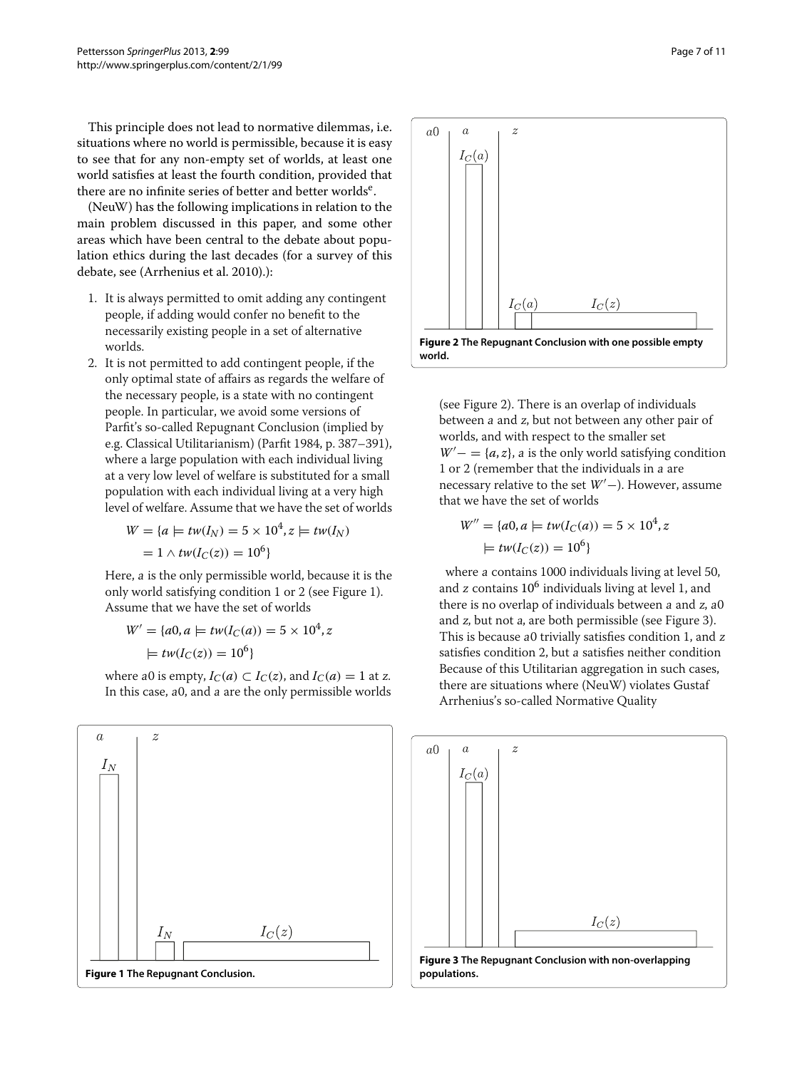This principle does not lead to normative dilemmas, i.e. situations where no world is permissible, because it is easy to see that for any non-empty set of worlds, at least one world satisfies at least the fourth condition, provided that there are no infinite series of better and better worlds[e].

(NeuW) has the following implications in relation to the main problem discussed in this paper, and some other areas which have been central to the debate about population ethics during the last decades (for a survey of this debate, see (Arrhenius et al. 2010).):

1. It is always permitted to omit adding any contingent people, if adding would confer no benefit to the necessarily existing people in a set of alternative worlds.
2. It is not permitted to add contingent people, if the only optimal state of affairs as regards the welfare of the necessary people, is a state with no contingent people. In particular, we avoid some versions of Parfit's so-called Repugnant Conclusion (implied by e.g. Classical Utilitarianism) (Parfit 1984, p. 387–391), where a large population with each individual living at a very low level of welfare is substituted for a small population with each individual living at a very high level of welfare. Assume that we have the set of worlds

$$W = \{a \models tw(I_N) = 5 \times 10^4, z \models tw(I_N) = 1 \wedge tw(I_C(z)) = 10^6\}$$

Here, $a$ is the only permissible world, because it is the only world satisfying condition 1 or 2 (see Figure 1). Assume that we have the set of worlds

$$W' = \{a0, a \models tw(I_C(a)) = 5 \times 10^4, z \models tw(I_C(z)) = 10^6\}$$

where $a0$ is empty, $I_C(a) \subset I_C(z)$, and $I_C(a) = 1$ at $z$. In this case, $a0$, and $a$ are the only permissible worlds (see Figure 2). There is an overlap of individuals between $a$ and $z$, but not between any other pair of worlds, and with respect to the smaller set $W'- = \{a, z\}$, $a$ is the only world satisfying condition 1 or 2 (remember that the individuals in $a$ are necessary relative to the set $W'-$). However, assume that we have the set of worlds

$$W'' = \{a0, a \models tw(I_C(a)) = 5 \times 10^4, z \models tw(I_C(z)) = 10^6\}$$

where $a$ contains 1000 individuals living at level 50, and $z$ contains $10^6$ individuals living at level 1, and there is no overlap of individuals between $a$ and $z$, $a0$ and $z$, but not $a$, are both permissible (see Figure 3). This is because $a0$ trivially satisfies condition 1, and $z$ satisfies condition 2, but $a$ satisfies neither condition Because of this Utilitarian aggregation in such cases, there are situations where (NeuW) violates Gustaf Arrhenius's so-called Normative Quality

**Figure 1** The Repugnant Conclusion.

**Figure 2** The Repugnant Conclusion with one possible empty world.

**Figure 3** The Repugnant Conclusion with non-overlapping populations.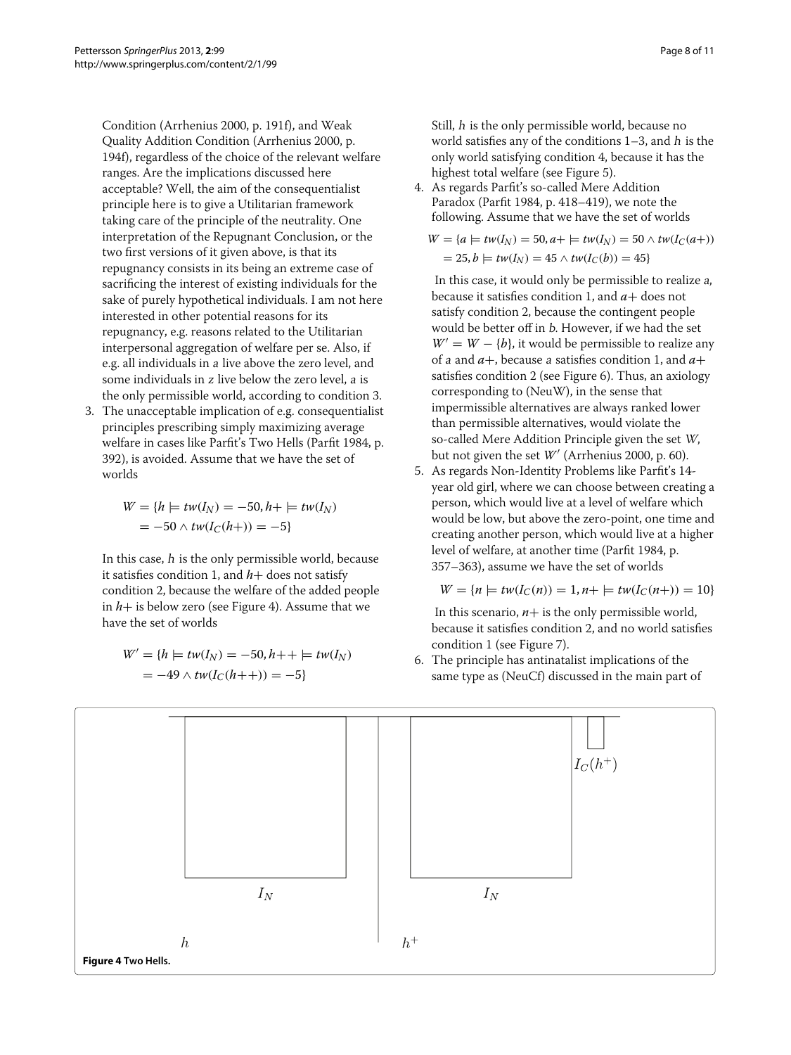Condition (Arrhenius 2000, p. 191f), and Weak Quality Addition Condition (Arrhenius 2000, p. 194f), regardless of the choice of the relevant welfare ranges. Are the implications discussed here acceptable? Well, the aim of the consequentialist principle here is to give a Utilitarian framework taking care of the principle of the neutrality. One interpretation of the Repugnant Conclusion, or the two first versions of it given above, is that its repugnancy consists in its being an extreme case of sacrificing the interest of existing individuals for the sake of purely hypothetical individuals. I am not here interested in other potential reasons for its repugnancy, e.g. reasons related to the Utilitarian interpersonal aggregation of welfare per se. Also, if e.g. all individuals in $a$ live above the zero level, and some individuals in $z$ live below the zero level, $a$ is the only permissible world, according to condition 3.

3. The unacceptable implication of e.g. consequentialist principles prescribing simply maximizing average welfare in cases like Parfit's Two Hells (Parfit 1984, p. 392), is avoided. Assume that we have the set of worlds

$$W = \{h \models tw(I_N) = -50, h+ \models tw(I_N) = -50 \wedge tw(I_C(h+)) = -5\}$$

In this case, $h$ is the only permissible world, because it satisfies condition 1, and $h+$ does not satisfy condition 2, because the welfare of the added people in $h+$ is below zero (see Figure 4). Assume that we have the set of worlds

$$W' = \{h \models tw(I_N) = -50, h{+}{+} \models tw(I_N) = -49 \wedge tw(I_C(h{+}{+})) = -5\}$$

Still, $h$ is the only permissible world, because no world satisfies any of the conditions 1–3, and $h$ is the only world satisfying condition 4, because it has the highest total welfare (see Figure 5).

4. As regards Parfit's so-called Mere Addition Paradox (Parfit 1984, p. 418–419), we note the following. Assume that we have the set of worlds

$$W = \{a \models tw(I_N) = 50, a+ \models tw(I_N) = 50 \wedge tw(I_C(a+)) = 25, b \models tw(I_N) = 45 \wedge tw(I_C(b)) = 45\}$$

In this case, it would only be permissible to realize $a$, because it satisfies condition 1, and $a+$ does not satisfy condition 2, because the contingent people would be better off in $b$. However, if we had the set $W' = W - \{b\}$, it would be permissible to realize any of $a$ and $a+$, because $a$ satisfies condition 1, and $a+$ satisfies condition 2 (see Figure 6). Thus, an axiology corresponding to (NeuW), in the sense that impermissible alternatives are always ranked lower than permissible alternatives, would violate the so-called Mere Addition Principle given the set $W$, but not given the set $W'$ (Arrhenius 2000, p. 60).

5. As regards Non-Identity Problems like Parfit's 14-year old girl, where we can choose between creating a person, which would live at a level of welfare which would be low, but above the zero-point, one time and creating another person, which would live at a higher level of welfare, at another time (Parfit 1984, p. 357–363), assume we have the set of worlds

$$W = \{n \models tw(I_C(n)) = 1, n+ \models tw(I_C(n+)) = 10\}$$

In this scenario, $n+$ is the only permissible world, because it satisfies condition 2, and no world satisfies condition 1 (see Figure 7).

6. The principle has antinatalist implications of the same type as (NeuCf) discussed in the main part of

**Figure 4** Two Hells.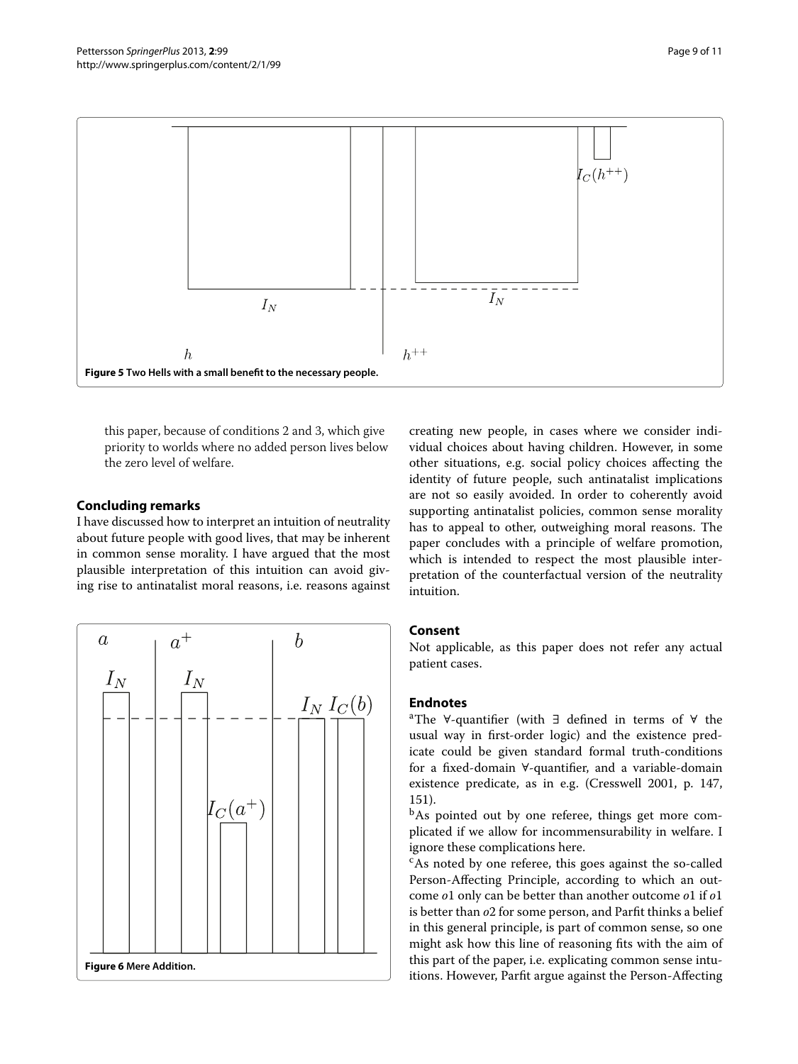Figure 5 Two Hells with a small benefit to the necessary people.

this paper, because of conditions 2 and 3, which give priority to worlds where no added person lives below the zero level of welfare.

## Concluding remarks

I have discussed how to interpret an intuition of neutrality about future people with good lives, that may be inherent in common sense morality. I have argued that the most plausible interpretation of this intuition can avoid giving rise to antinatalist moral reasons, i.e. reasons against creating new people, in cases where we consider individual choices about having children. However, in some other situations, e.g. social policy choices affecting the identity of future people, such antinatalist implications are not so easily avoided. In order to coherently avoid supporting antinatalist policies, common sense morality has to appeal to other, outweighing moral reasons. The paper concludes with a principle of welfare promotion, which is intended to respect the most plausible interpretation of the counterfactual version of the neutrality intuition.

Figure 6 Mere Addition.

## Consent

Not applicable, as this paper does not refer any actual patient cases.

## Endnotes

[a]The ∀-quantifier (with ∃ defined in terms of ∀ the usual way in first-order logic) and the existence predicate could be given standard formal truth-conditions for a fixed-domain ∀-quantifier, and a variable-domain existence predicate, as in e.g. (Cresswell 2001, p. 147, 151).

[b]As pointed out by one referee, things get more complicated if we allow for incommensurability in welfare. I ignore these complications here.

[c]As noted by one referee, this goes against the so-called Person-Affecting Principle, according to which an outcome $o1$ only can be better than another outcome $o1$ if $o1$ is better than $o2$ for some person, and Parfit thinks a belief in this general principle, is part of common sense, so one might ask how this line of reasoning fits with the aim of this part of the paper, i.e. explicating common sense intuitions. However, Parfit argue against the Person-Affecting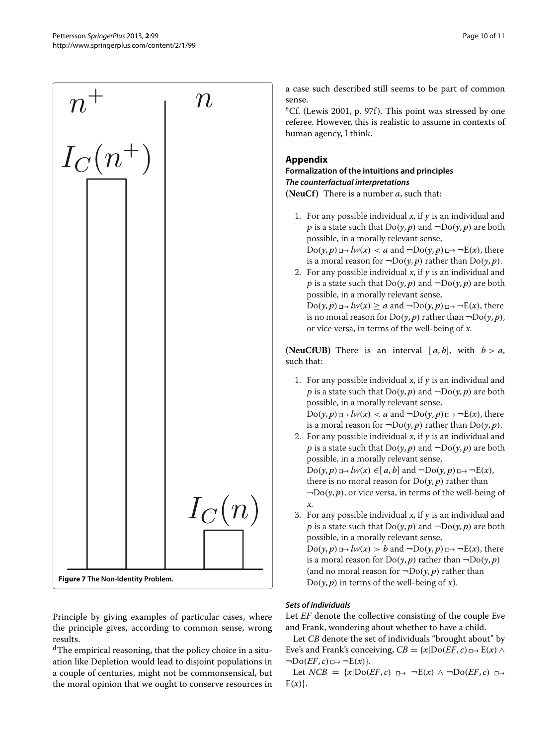Figure 7 The Non-Identity Problem.

Principle by giving examples of particular cases, where the principle gives, according to common sense, wrong results.

[d]The empirical reasoning, that the policy choice in a situation like Depletion would lead to disjoint populations in a couple of centuries, might not be commonsensical, but the moral opinion that we ought to conserve resources in a case such described still seems to be part of common sense.

[e]Cf. (Lewis 2001, p. 97f). This point was stressed by one referee. However, this is realistic to assume in contexts of human agency, I think.

## Appendix

### Formalization of the intuitions and principles

#### *The counterfactual interpretations*

**(NeuCf)** There is a number $a$, such that:

1. For any possible individual $x$, if $y$ is an individual and $p$ is a state such that $\mathrm{Do}(y,p)$ and $\neg\mathrm{Do}(y,p)$ are both possible, in a morally relevant sense, $\mathrm{Do}(y,p) \Box\!\!\rightarrow lw(x) < a$ and $\neg\mathrm{Do}(y,p) \Box\!\!\rightarrow \neg\mathrm{E}(x)$, there is a moral reason for $\neg\mathrm{Do}(y,p)$ rather than $\mathrm{Do}(y,p)$.
2. For any possible individual $x$, if $y$ is an individual and $p$ is a state such that $\mathrm{Do}(y,p)$ and $\neg\mathrm{Do}(y,p)$ are both possible, in a morally relevant sense, $\mathrm{Do}(y,p) \Box\!\!\rightarrow lw(x) \geq a$ and $\neg\mathrm{Do}(y,p) \Box\!\!\rightarrow \neg\mathrm{E}(x)$, there is no moral reason for $\mathrm{Do}(y,p)$ rather than $\neg\mathrm{Do}(y,p)$, or vice versa, in terms of the well-being of $x$.

**(NeuCfUB)** There is an interval $[a,b]$, with $b > a$, such that:

1. For any possible individual $x$, if $y$ is an individual and $p$ is a state such that $\mathrm{Do}(y,p)$ and $\neg\mathrm{Do}(y,p)$ are both possible, in a morally relevant sense, $\mathrm{Do}(y,p) \Box\!\!\rightarrow lw(x) < a$ and $\neg\mathrm{Do}(y,p) \Box\!\!\rightarrow \neg\mathrm{E}(x)$, there is a moral reason for $\neg\mathrm{Do}(y,p)$ rather than $\mathrm{Do}(y,p)$.
2. For any possible individual $x$, if $y$ is an individual and $p$ is a state such that $\mathrm{Do}(y,p)$ and $\neg\mathrm{Do}(y,p)$ are both possible, in a morally relevant sense, $\mathrm{Do}(y,p) \Box\!\!\rightarrow lw(x) \in [a,b]$ and $\neg\mathrm{Do}(y,p) \Box\!\!\rightarrow \neg\mathrm{E}(x)$, there is no moral reason for $\mathrm{Do}(y,p)$ rather than $\neg\mathrm{Do}(y,p)$, or vice versa, in terms of the well-being of $x$.
3. For any possible individual $x$, if $y$ is an individual and $p$ is a state such that $\mathrm{Do}(y,p)$ and $\neg\mathrm{Do}(y,p)$ are both possible, in a morally relevant sense, $\mathrm{Do}(y,p) \Box\!\!\rightarrow lw(x) > b$ and $\neg\mathrm{Do}(y,p) \Box\!\!\rightarrow \neg\mathrm{E}(x)$, there is a moral reason for $\mathrm{Do}(y,p)$ rather than $\neg\mathrm{Do}(y,p)$ (and no moral reason for $\neg\mathrm{Do}(y,p)$ rather than $\mathrm{Do}(y,p)$ in terms of the well-being of $x$).

#### *Sets of individuals*

Let $EF$ denote the collective consisting of the couple Eve and Frank, wondering about whether to have a child.

Let $CB$ denote the set of individuals "brought about" by Eve's and Frank's conceiving, $CB = \{x | \mathrm{Do}(EF,c) \Box\!\!\rightarrow \mathrm{E}(x) \wedge \neg\mathrm{Do}(EF,c) \Box\!\!\rightarrow \neg\mathrm{E}(x)\}$.

Let $NCB = \{x | \mathrm{Do}(EF,c) \Box\!\!\rightarrow \neg\mathrm{E}(x) \wedge \neg\mathrm{Do}(EF,c) \Box\!\!\rightarrow \mathrm{E}(x)\}$.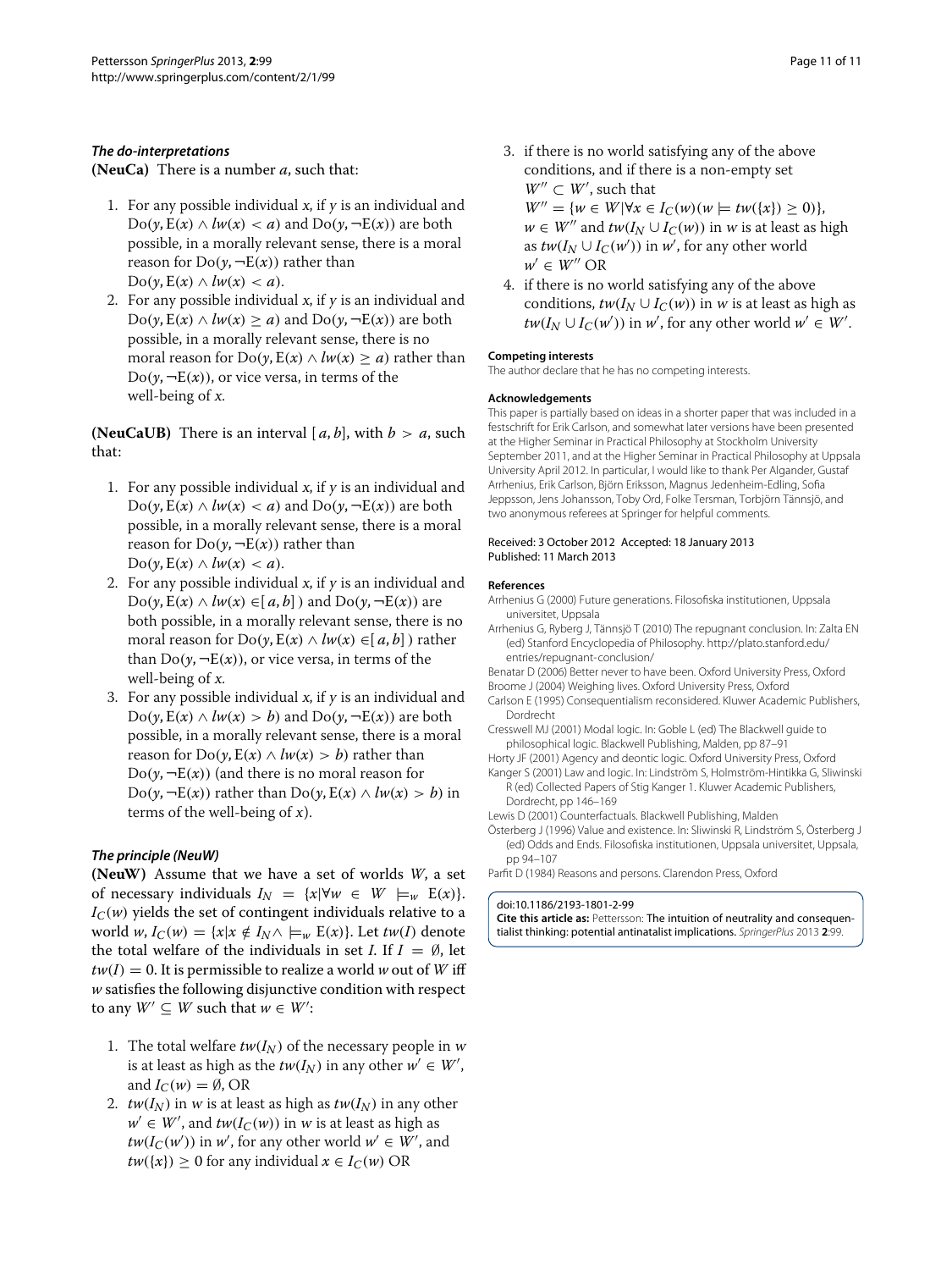### *The do-interpretations*

**(NeuCa)** There is a number $a$, such that:

1. For any possible individual $x$, if $y$ is an individual and $\mathrm{Do}(y, \mathrm{E}(x) \wedge lw(x) < a)$ and $\mathrm{Do}(y, \neg\mathrm{E}(x))$ are both possible, in a morally relevant sense, there is a moral reason for $\mathrm{Do}(y, \neg\mathrm{E}(x))$ rather than $\mathrm{Do}(y, \mathrm{E}(x) \wedge lw(x) < a)$.
2. For any possible individual $x$, if $y$ is an individual and $\mathrm{Do}(y, \mathrm{E}(x) \wedge lw(x) \geq a)$ and $\mathrm{Do}(y, \neg\mathrm{E}(x))$ are both possible, in a morally relevant sense, there is no moral reason for $\mathrm{Do}(y, \mathrm{E}(x) \wedge lw(x) \geq a)$ rather than $\mathrm{Do}(y, \neg\mathrm{E}(x))$, or vice versa, in terms of the well-being of $x$.

**(NeuCaUB)** There is an interval $[a, b]$, with $b > a$, such that:

1. For any possible individual $x$, if $y$ is an individual and $\mathrm{Do}(y, \mathrm{E}(x) \wedge lw(x) < a)$ and $\mathrm{Do}(y, \neg\mathrm{E}(x))$ are both possible, in a morally relevant sense, there is a moral reason for $\mathrm{Do}(y, \neg\mathrm{E}(x))$ rather than $\mathrm{Do}(y, \mathrm{E}(x) \wedge lw(x) < a)$.
2. For any possible individual $x$, if $y$ is an individual and $\mathrm{Do}(y, \mathrm{E}(x) \wedge lw(x) \in [a, b])$ and $\mathrm{Do}(y, \neg\mathrm{E}(x))$ are both possible, in a morally relevant sense, there is no moral reason for $\mathrm{Do}(y, \mathrm{E}(x) \wedge lw(x) \in [a, b])$ rather than $\mathrm{Do}(y, \neg\mathrm{E}(x))$, or vice versa, in terms of the well-being of $x$.
3. For any possible individual $x$, if $y$ is an individual and $\mathrm{Do}(y, \mathrm{E}(x) \wedge lw(x) > b)$ and $\mathrm{Do}(y, \neg\mathrm{E}(x))$ are both possible, in a morally relevant sense, there is a moral reason for $\mathrm{Do}(y, \mathrm{E}(x) \wedge lw(x) > b)$ rather than $\mathrm{Do}(y, \neg\mathrm{E}(x))$ (and there is no moral reason for $\mathrm{Do}(y, \neg\mathrm{E}(x))$ rather than $\mathrm{Do}(y, \mathrm{E}(x) \wedge lw(x) > b)$ in terms of the well-being of $x$).

### *The principle (NeuW)*

**(NeuW)** Assume that we have a set of worlds $W$, a set of necessary individuals $I_N = \{x | \forall w \in W \models_w \mathrm{E}(x)\}$. $I_C(w)$ yields the set of contingent individuals relative to a world $w$, $I_C(w) = \{x | x \notin I_N \wedge \models_w \mathrm{E}(x)\}$. Let $tw(I)$ denote the total welfare of the individuals in set $I$. If $I = \emptyset$, let $tw(I) = 0$. It is permissible to realize a world $w$ out of $W$ iff $w$ satisfies the following disjunctive condition with respect to any $W' \subseteq W$ such that $w \in W'$:

1. The total welfare $tw(I_N)$ of the necessary people in $w$ is at least as high as the $tw(I_N)$ in any other $w' \in W'$, and $I_C(w) = \emptyset$, OR
2. $tw(I_N)$ in $w$ is at least as high as $tw(I_N)$ in any other $w' \in W'$, and $tw(I_C(w))$ in $w$ is at least as high as $tw(I_C(w'))$ in $w'$, for any other world $w' \in W'$, and $tw(\{x\}) \geq 0$ for any individual $x \in I_C(w)$ OR
3. if there is no world satisfying any of the above conditions, and if there is a non-empty set $W'' \subset W'$, such that $W'' = \{w \in W | \forall x \in I_C(w)(w \models tw(\{x\}) \geq 0)\}$, $w \in W''$ and $tw(I_N \cup I_C(w))$ in $w$ is at least as high as $tw(I_N \cup I_C(w'))$ in $w'$, for any other world $w' \in W''$ OR
4. if there is no world satisfying any of the above conditions, $tw(I_N \cup I_C(w))$ in $w$ is at least as high as $tw(I_N \cup I_C(w'))$ in $w'$, for any other world $w' \in W'$.

#### Competing interests
The author declare that he has no competing interests.

#### Acknowledgements
This paper is partially based on ideas in a shorter paper that was included in a festschrift for Erik Carlson, and somewhat later versions have been presented at the Higher Seminar in Practical Philosophy at Stockholm University September 2011, and at the Higher Seminar in Practical Philosophy at Uppsala University April 2012. In particular, I would like to thank Per Algander, Gustaf Arrhenius, Erik Carlson, Björn Eriksson, Magnus Jedenheim-Edling, Sofia Jeppsson, Jens Johansson, Toby Ord, Folke Tersman, Torbjörn Tännsjö, and two anonymous referees at Springer for helpful comments.

Received: 3 October 2012 Accepted: 18 January 2013
Published: 11 March 2013

#### References
Arrhenius G (2000) Future generations. Filosofiska institutionen, Uppsala universitet, Uppsala

Arrhenius G, Ryberg J, Tännsjö T (2010) The repugnant conclusion. In: Zalta EN (ed) Stanford Encyclopedia of Philosophy. http://plato.stanford.edu/entries/repugnant-conclusion/

Benatar D (2006) Better never to have been. Oxford University Press, Oxford

Broome J (2004) Weighing lives. Oxford University Press, Oxford

Carlson E (1995) Consequentialism reconsidered. Kluwer Academic Publishers, Dordrecht

Cresswell MJ (2001) Modal logic. In: Goble L (ed) The Blackwell guide to philosophical logic. Blackwell Publishing, Malden, pp 87–91

Horty JF (2001) Agency and deontic logic. Oxford University Press, Oxford

Kanger S (2001) Law and logic. In: Lindström S, Holmström-Hintikka G, Sliwinski R (ed) Collected Papers of Stig Kanger 1. Kluwer Academic Publishers, Dordrecht, pp 146–169

Lewis D (2001) Counterfactuals. Blackwell Publishing, Malden

Österberg J (1996) Value and existence. In: Sliwinski R, Lindström S, Österberg J (ed) Odds and Ends. Filosofiska institutionen, Uppsala universitet, Uppsala, pp 94–107

Parfit D (1984) Reasons and persons. Clarendon Press, Oxford

doi:10.1186/2193-1801-2-99
**Cite this article as:** Pettersson: The intuition of neutrality and consequentialist thinking: potential antinatalist implications. *SpringerPlus* 2013 **2**:99.